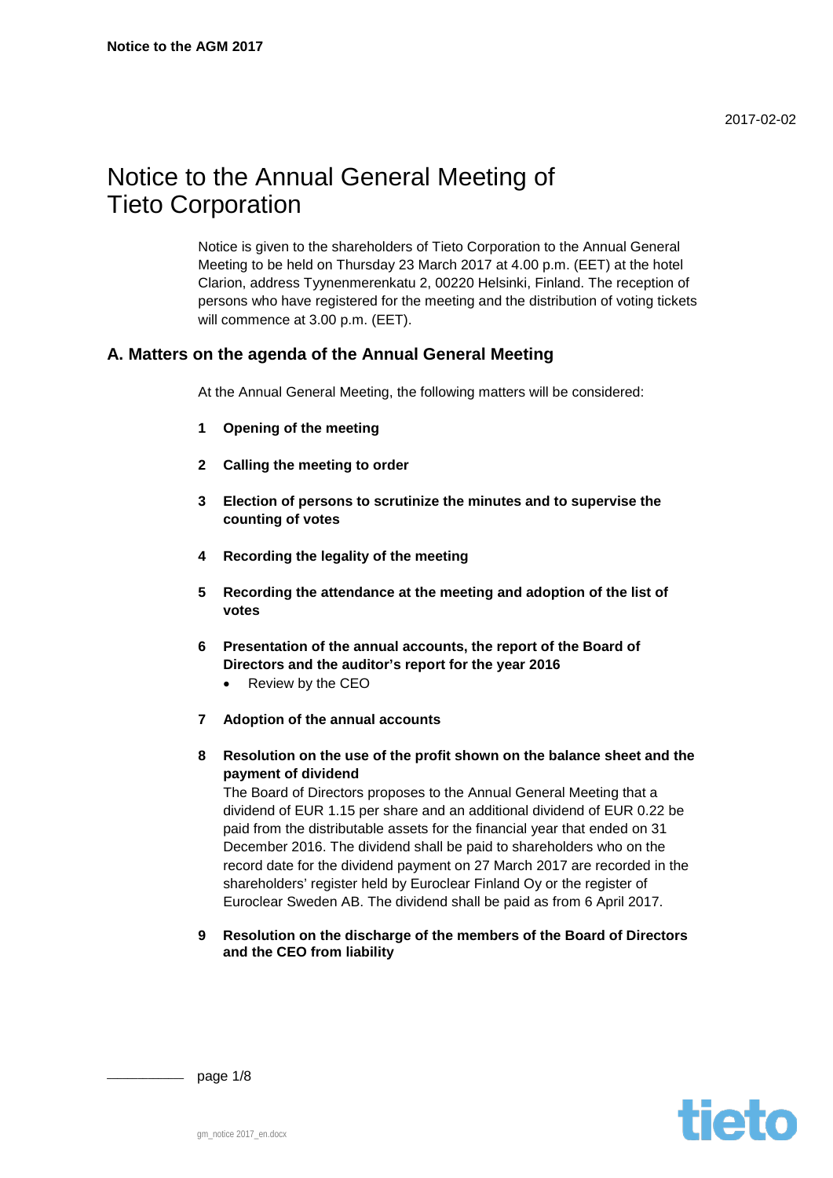2017-02-02

# Notice to the Annual General Meeting of Tieto Corporation

Notice is given to the shareholders of Tieto Corporation to the Annual General Meeting to be held on Thursday 23 March 2017 at 4.00 p.m. (EET) at the hotel Clarion, address Tyynenmerenkatu 2, 00220 Helsinki, Finland. The reception of persons who have registered for the meeting and the distribution of voting tickets will commence at 3.00 p.m. (EET).

## A. Matters on the agenda of the Annual General Meeting

At the Annual General Meeting, the following matters will be considered:

**1 Opening of the meeting**

**2 Calling the meeting to order**

**3 Election of persons to scrutinize the minutes and to supervise the counting of votes**

**4 Recording the legality of the meeting**

**5 Recording the attendance at the meeting and adoption of the list of votes**

**6 Presentation of the annual accounts, the report of the Board of Directors and the auditor's report for the year 2016**

- Review by the CEO

**7 Adoption of the annual accounts**

**8 Resolution on the use of the profit shown on the balance sheet and the payment of dividend**

The Board of Directors proposes to the Annual General Meeting that a dividend of EUR 1.15 per share and an additional dividend of EUR 0.22 be paid from the distributable assets for the financial year that ended on 31 December 2016. The dividend shall be paid to shareholders who on the record date for the dividend payment on 27 March 2017 are recorded in the shareholders' register held by Euroclear Finland Oy or the register of Euroclear Sweden AB. The dividend shall be paid as from 6 April 2017.

**9 Resolution on the discharge of the members of the Board of Directors and the CEO from liability**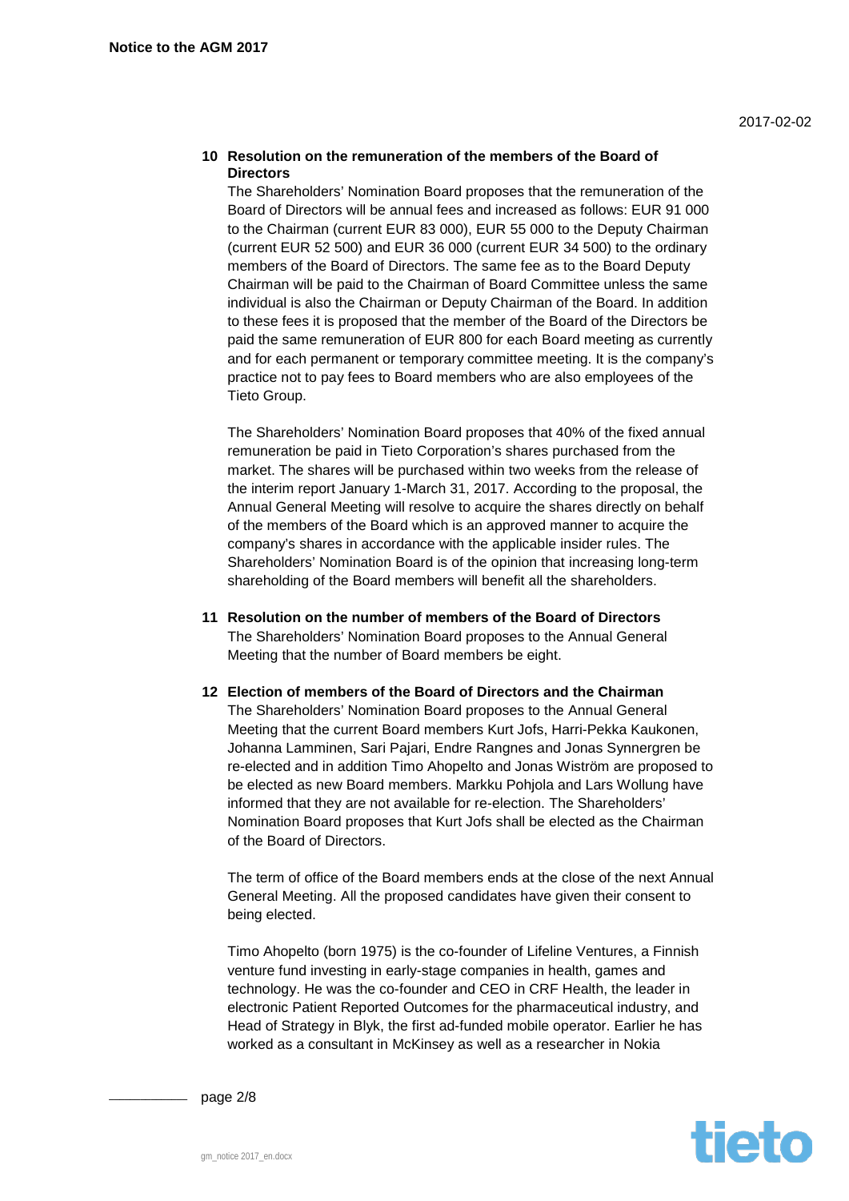**10 Resolution on the remuneration of the members of the Board of Directors**

The Shareholders' Nomination Board proposes that the remuneration of the Board of Directors will be annual fees and increased as follows: EUR 91 000 to the Chairman (current EUR 83 000), EUR 55 000 to the Deputy Chairman (current EUR 52 500) and EUR 36 000 (current EUR 34 500) to the ordinary members of the Board of Directors. The same fee as to the Board Deputy Chairman will be paid to the Chairman of Board Committee unless the same individual is also the Chairman or Deputy Chairman of the Board. In addition to these fees it is proposed that the member of the Board of the Directors be paid the same remuneration of EUR 800 for each Board meeting as currently and for each permanent or temporary committee meeting. It is the company's practice not to pay fees to Board members who are also employees of the Tieto Group.

The Shareholders' Nomination Board proposes that 40% of the fixed annual remuneration be paid in Tieto Corporation's shares purchased from the market. The shares will be purchased within two weeks from the release of the interim report January 1-March 31, 2017. According to the proposal, the Annual General Meeting will resolve to acquire the shares directly on behalf of the members of the Board which is an approved manner to acquire the company's shares in accordance with the applicable insider rules. The Shareholders' Nomination Board is of the opinion that increasing long-term shareholding of the Board members will benefit all the shareholders.

**11 Resolution on the number of members of the Board of Directors**

The Shareholders' Nomination Board proposes to the Annual General Meeting that the number of Board members be eight.

**12 Election of members of the Board of Directors and the Chairman**

The Shareholders' Nomination Board proposes to the Annual General Meeting that the current Board members Kurt Jofs, Harri-Pekka Kaukonen, Johanna Lamminen, Sari Pajari, Endre Rangnes and Jonas Synnergren be re-elected and in addition Timo Ahopelto and Jonas Wiström are proposed to be elected as new Board members. Markku Pohjola and Lars Wollung have informed that they are not available for re-election. The Shareholders' Nomination Board proposes that Kurt Jofs shall be elected as the Chairman of the Board of Directors.

The term of office of the Board members ends at the close of the next Annual General Meeting. All the proposed candidates have given their consent to being elected.

Timo Ahopelto (born 1975) is the co-founder of Lifeline Ventures, a Finnish venture fund investing in early-stage companies in health, games and technology. He was the co-founder and CEO in CRF Health, the leader in electronic Patient Reported Outcomes for the pharmaceutical industry, and Head of Strategy in Blyk, the first ad-funded mobile operator. Earlier he has worked as a consultant in McKinsey as well as a researcher in Nokia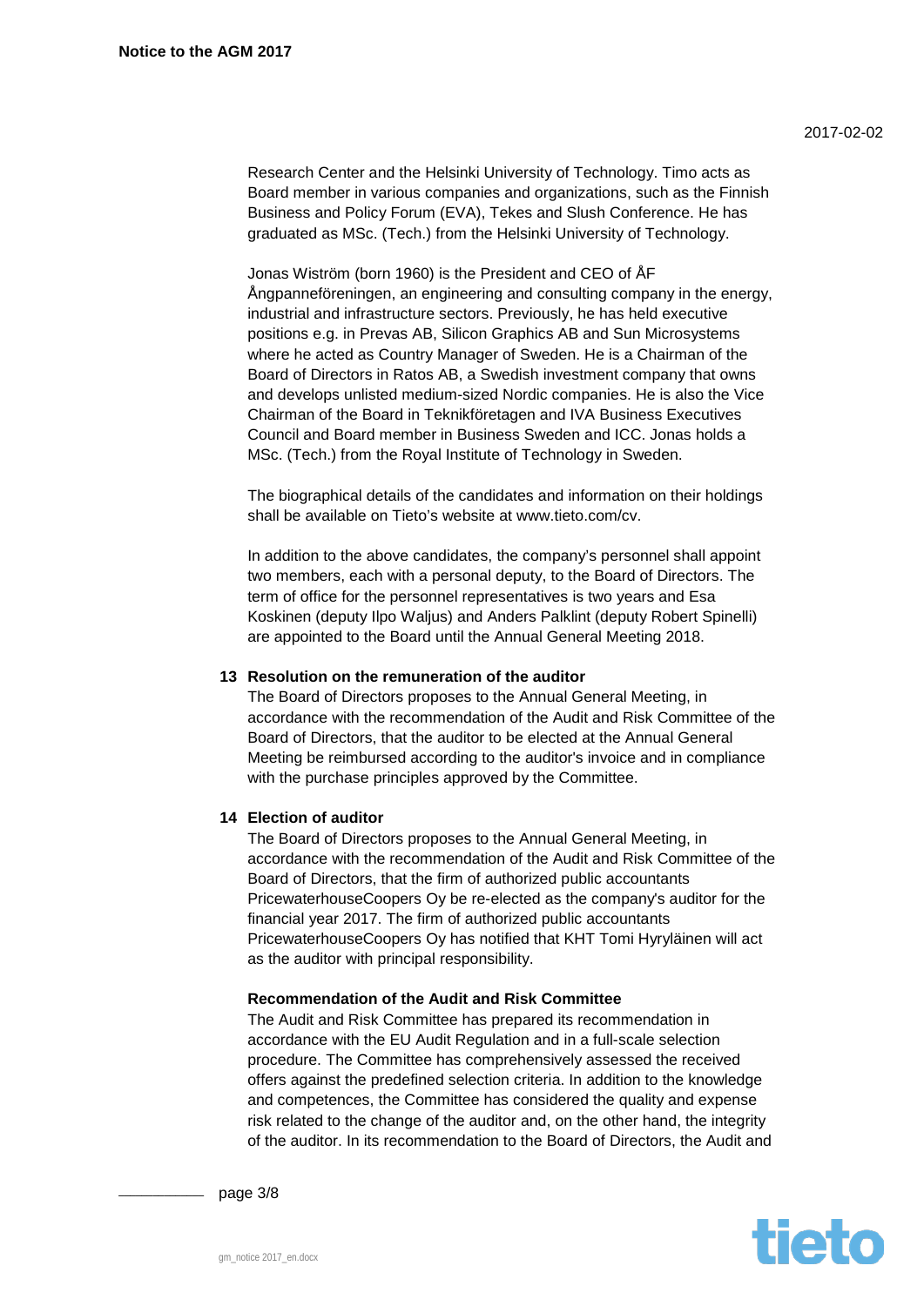Research Center and the Helsinki University of Technology. Timo acts as Board member in various companies and organizations, such as the Finnish Business and Policy Forum (EVA), Tekes and Slush Conference. He has graduated as MSc. (Tech.) from the Helsinki University of Technology.

Jonas Wiström (born 1960) is the President and CEO of ÅF Ångpanneföreningen, an engineering and consulting company in the energy, industrial and infrastructure sectors. Previously, he has held executive positions e.g. in Prevas AB, Silicon Graphics AB and Sun Microsystems where he acted as Country Manager of Sweden. He is a Chairman of the Board of Directors in Ratos AB, a Swedish investment company that owns and develops unlisted medium-sized Nordic companies. He is also the Vice Chairman of the Board in Teknikföretagen and IVA Business Executives Council and Board member in Business Sweden and ICC. Jonas holds a MSc. (Tech.) from the Royal Institute of Technology in Sweden.

The biographical details of the candidates and information on their holdings shall be available on Tieto's website at www.tieto.com/cv.

In addition to the above candidates, the company's personnel shall appoint two members, each with a personal deputy, to the Board of Directors. The term of office for the personnel representatives is two years and Esa Koskinen (deputy Ilpo Waljus) and Anders Palklint (deputy Robert Spinelli) are appointed to the Board until the Annual General Meeting 2018.

**13 Resolution on the remuneration of the auditor**

The Board of Directors proposes to the Annual General Meeting, in accordance with the recommendation of the Audit and Risk Committee of the Board of Directors, that the auditor to be elected at the Annual General Meeting be reimbursed according to the auditor's invoice and in compliance with the purchase principles approved by the Committee.

**14 Election of auditor**

The Board of Directors proposes to the Annual General Meeting, in accordance with the recommendation of the Audit and Risk Committee of the Board of Directors, that the firm of authorized public accountants PricewaterhouseCoopers Oy be re-elected as the company's auditor for the financial year 2017. The firm of authorized public accountants PricewaterhouseCoopers Oy has notified that KHT Tomi Hyryläinen will act as the auditor with principal responsibility.

**Recommendation of the Audit and Risk Committee**

The Audit and Risk Committee has prepared its recommendation in accordance with the EU Audit Regulation and in a full-scale selection procedure. The Committee has comprehensively assessed the received offers against the predefined selection criteria. In addition to the knowledge and competences, the Committee has considered the quality and expense risk related to the change of the auditor and, on the other hand, the integrity of the auditor. In its recommendation to the Board of Directors, the Audit and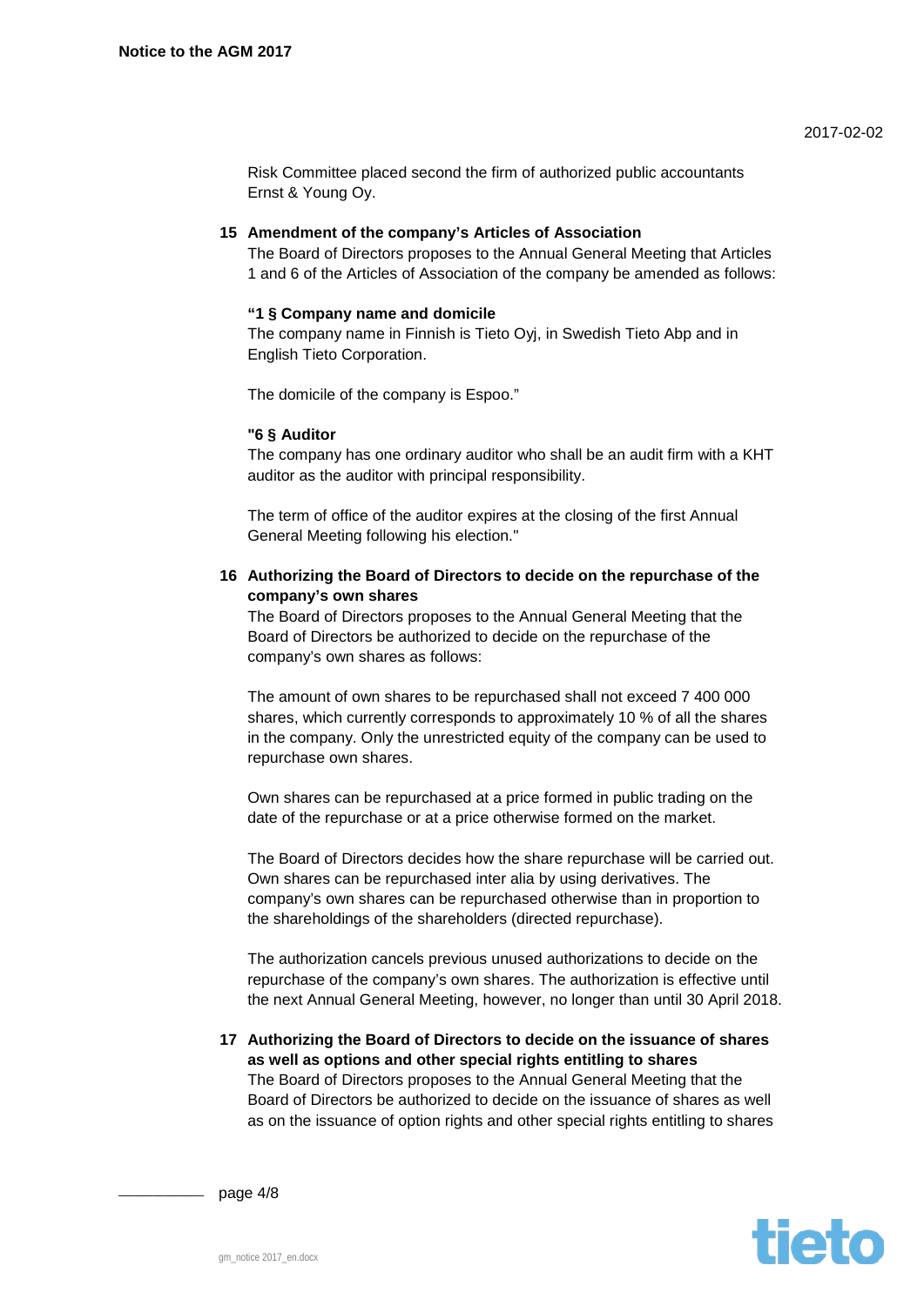Risk Committee placed second the firm of authorized public accountants Ernst & Young Oy.

### 15 Amendment of the company's Articles of Association

The Board of Directors proposes to the Annual General Meeting that Articles 1 and 6 of the Articles of Association of the company be amended as follows:

**"1 § Company name and domicile**

The company name in Finnish is Tieto Oyj, in Swedish Tieto Abp and in English Tieto Corporation.

The domicile of the company is Espoo."

**"6 § Auditor**

The company has one ordinary auditor who shall be an audit firm with a KHT auditor as the auditor with principal responsibility.

The term of office of the auditor expires at the closing of the first Annual General Meeting following his election."

### 16 Authorizing the Board of Directors to decide on the repurchase of the company's own shares

The Board of Directors proposes to the Annual General Meeting that the Board of Directors be authorized to decide on the repurchase of the company's own shares as follows:

The amount of own shares to be repurchased shall not exceed 7 400 000 shares, which currently corresponds to approximately 10 % of all the shares in the company. Only the unrestricted equity of the company can be used to repurchase own shares.

Own shares can be repurchased at a price formed in public trading on the date of the repurchase or at a price otherwise formed on the market.

The Board of Directors decides how the share repurchase will be carried out. Own shares can be repurchased inter alia by using derivatives. The company's own shares can be repurchased otherwise than in proportion to the shareholdings of the shareholders (directed repurchase).

The authorization cancels previous unused authorizations to decide on the repurchase of the company's own shares. The authorization is effective until the next Annual General Meeting, however, no longer than until 30 April 2018.

### 17 Authorizing the Board of Directors to decide on the issuance of shares as well as options and other special rights entitling to shares

The Board of Directors proposes to the Annual General Meeting that the Board of Directors be authorized to decide on the issuance of shares as well as on the issuance of option rights and other special rights entitling to shares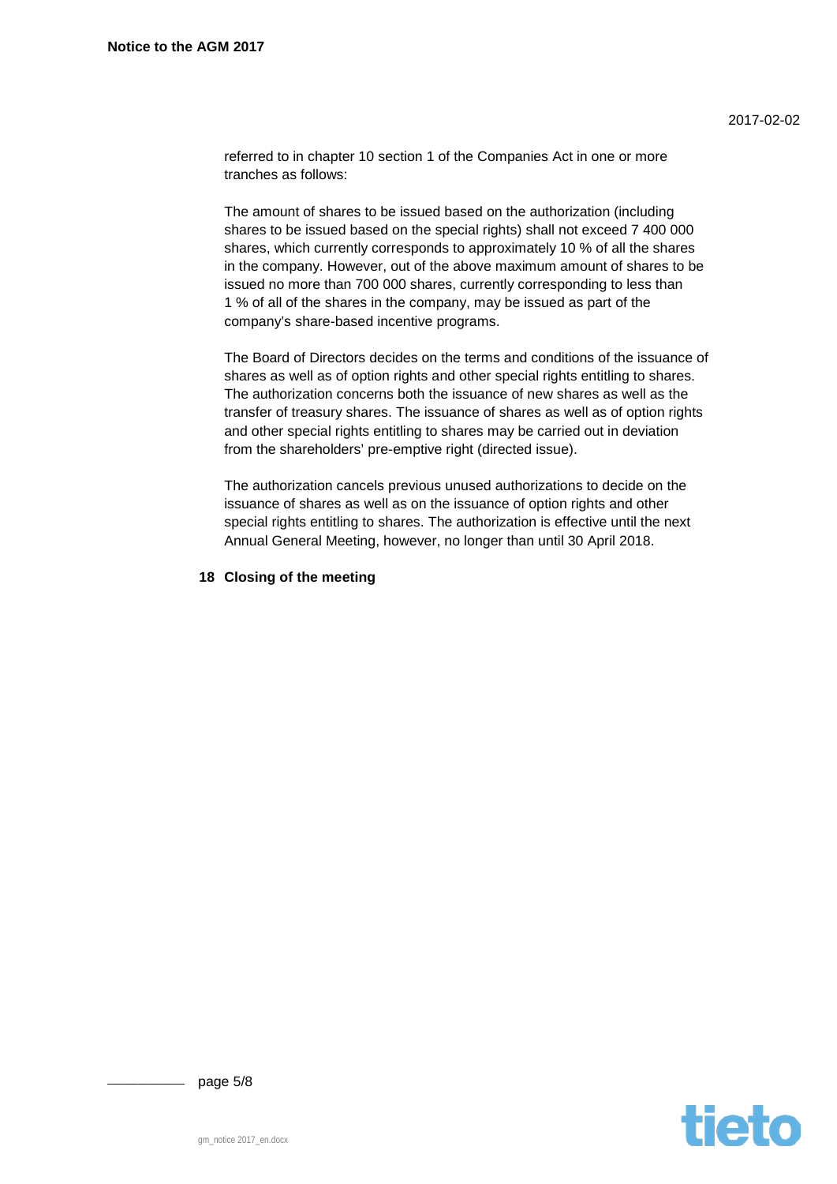referred to in chapter 10 section 1 of the Companies Act in one or more tranches as follows:

The amount of shares to be issued based on the authorization (including shares to be issued based on the special rights) shall not exceed 7 400 000 shares, which currently corresponds to approximately 10 % of all the shares in the company. However, out of the above maximum amount of shares to be issued no more than 700 000 shares, currently corresponding to less than 1 % of all of the shares in the company, may be issued as part of the company's share-based incentive programs.

The Board of Directors decides on the terms and conditions of the issuance of shares as well as of option rights and other special rights entitling to shares. The authorization concerns both the issuance of new shares as well as the transfer of treasury shares. The issuance of shares as well as of option rights and other special rights entitling to shares may be carried out in deviation from the shareholders' pre-emptive right (directed issue).

The authorization cancels previous unused authorizations to decide on the issuance of shares as well as on the issuance of option rights and other special rights entitling to shares. The authorization is effective until the next Annual General Meeting, however, no longer than until 30 April 2018.

**18 Closing of the meeting**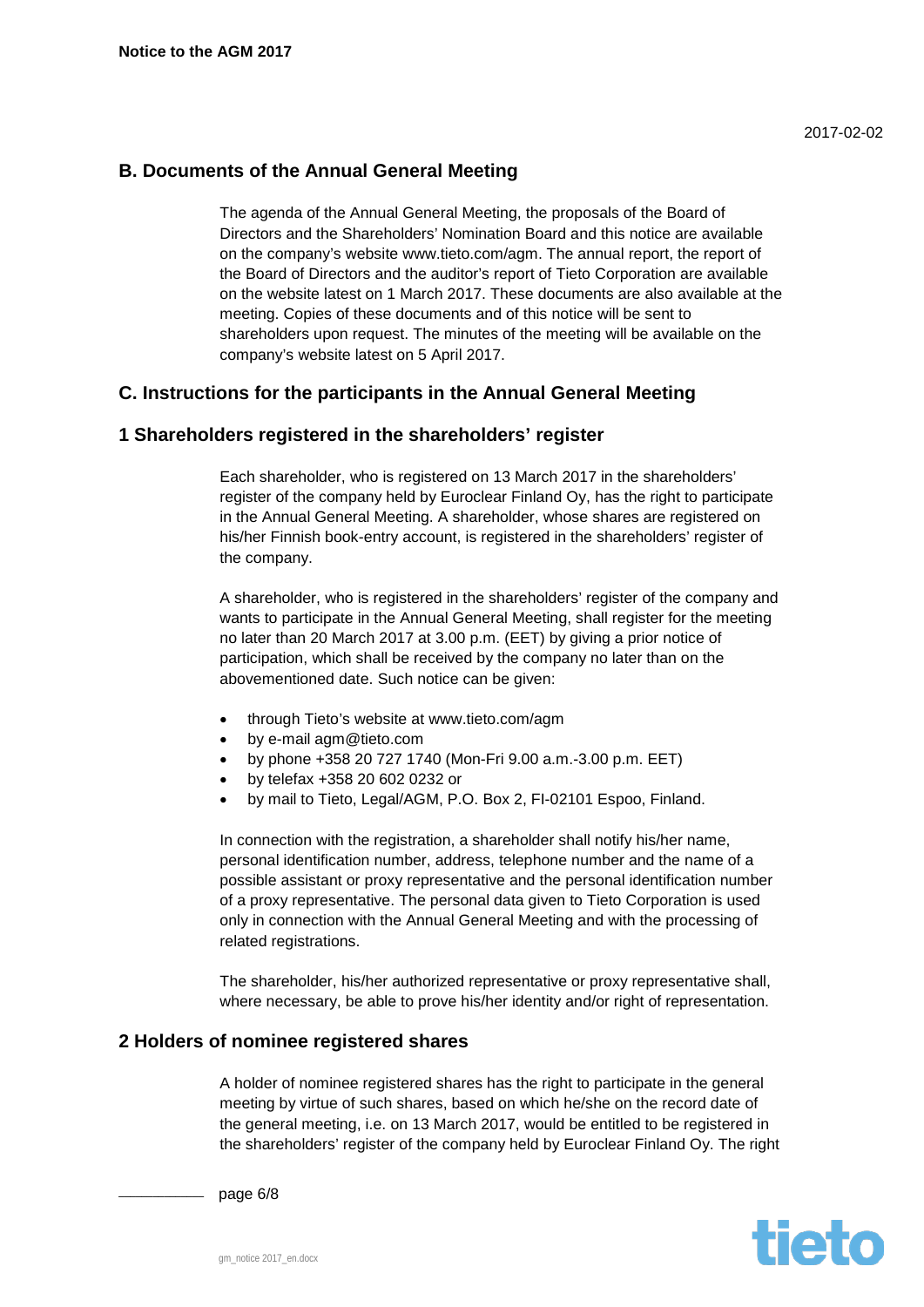## B. Documents of the Annual General Meeting

The agenda of the Annual General Meeting, the proposals of the Board of Directors and the Shareholders' Nomination Board and this notice are available on the company's website www.tieto.com/agm. The annual report, the report of the Board of Directors and the auditor's report of Tieto Corporation are available on the website latest on 1 March 2017. These documents are also available at the meeting. Copies of these documents and of this notice will be sent to shareholders upon request. The minutes of the meeting will be available on the company's website latest on 5 April 2017.

## C. Instructions for the participants in the Annual General Meeting

### 1 Shareholders registered in the shareholders' register

Each shareholder, who is registered on 13 March 2017 in the shareholders' register of the company held by Euroclear Finland Oy, has the right to participate in the Annual General Meeting. A shareholder, whose shares are registered on his/her Finnish book-entry account, is registered in the shareholders' register of the company.

A shareholder, who is registered in the shareholders' register of the company and wants to participate in the Annual General Meeting, shall register for the meeting no later than 20 March 2017 at 3.00 p.m. (EET) by giving a prior notice of participation, which shall be received by the company no later than on the abovementioned date. Such notice can be given:

- through Tieto's website at www.tieto.com/agm
- by e-mail agm@tieto.com
- by phone +358 20 727 1740 (Mon-Fri 9.00 a.m.-3.00 p.m. EET)
- by telefax +358 20 602 0232 or
- by mail to Tieto, Legal/AGM, P.O. Box 2, FI-02101 Espoo, Finland.

In connection with the registration, a shareholder shall notify his/her name, personal identification number, address, telephone number and the name of a possible assistant or proxy representative and the personal identification number of a proxy representative. The personal data given to Tieto Corporation is used only in connection with the Annual General Meeting and with the processing of related registrations.

The shareholder, his/her authorized representative or proxy representative shall, where necessary, be able to prove his/her identity and/or right of representation.

### 2 Holders of nominee registered shares

A holder of nominee registered shares has the right to participate in the general meeting by virtue of such shares, based on which he/she on the record date of the general meeting, i.e. on 13 March 2017, would be entitled to be registered in the shareholders' register of the company held by Euroclear Finland Oy. The right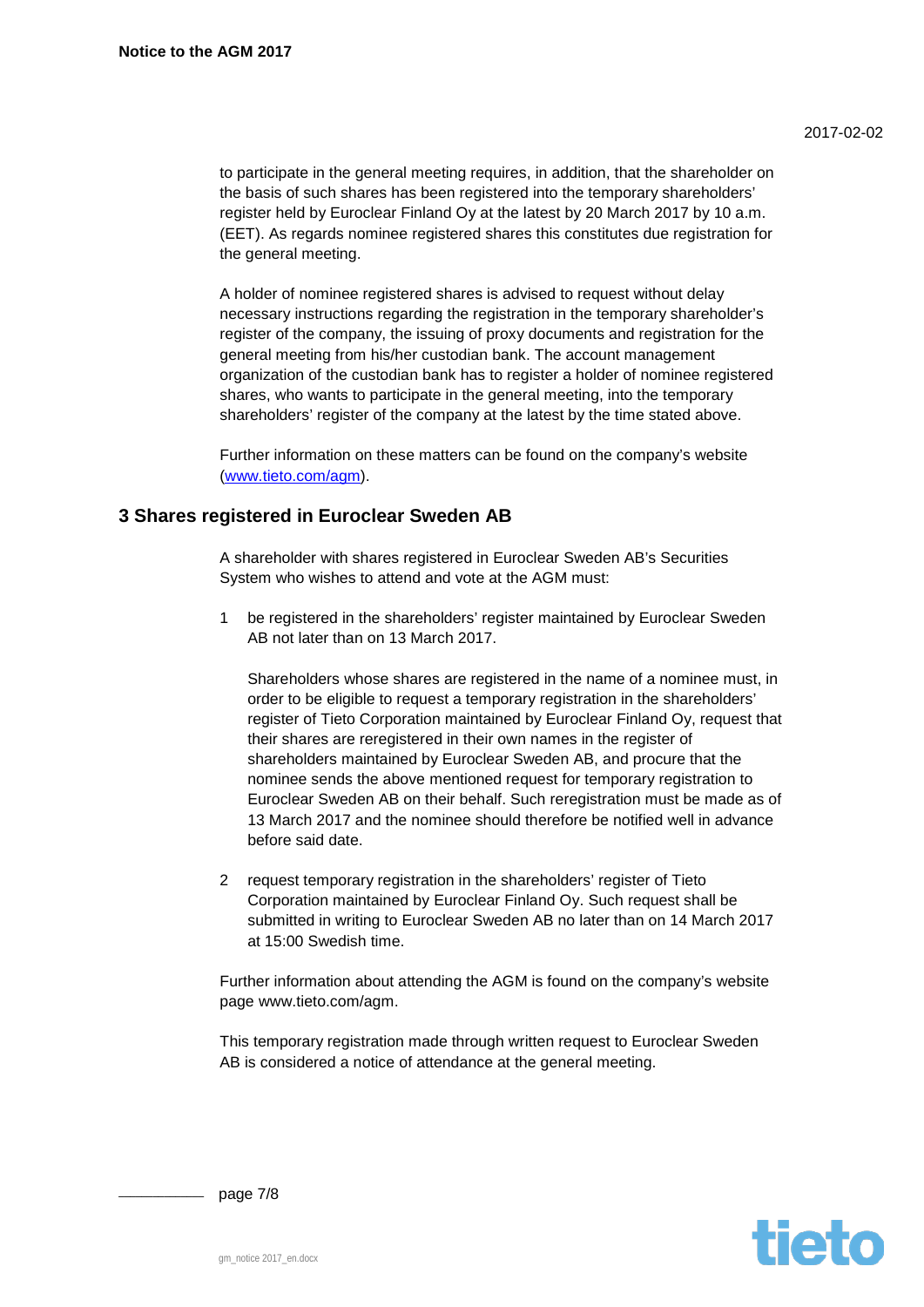to participate in the general meeting requires, in addition, that the shareholder on the basis of such shares has been registered into the temporary shareholders' register held by Euroclear Finland Oy at the latest by 20 March 2017 by 10 a.m. (EET). As regards nominee registered shares this constitutes due registration for the general meeting.

A holder of nominee registered shares is advised to request without delay necessary instructions regarding the registration in the temporary shareholder's register of the company, the issuing of proxy documents and registration for the general meeting from his/her custodian bank. The account management organization of the custodian bank has to register a holder of nominee registered shares, who wants to participate in the general meeting, into the temporary shareholders' register of the company at the latest by the time stated above.

Further information on these matters can be found on the company's website (www.tieto.com/agm).

## 3 Shares registered in Euroclear Sweden AB

A shareholder with shares registered in Euroclear Sweden AB's Securities System who wishes to attend and vote at the AGM must:

1. be registered in the shareholders' register maintained by Euroclear Sweden AB not later than on 13 March 2017.

   Shareholders whose shares are registered in the name of a nominee must, in order to be eligible to request a temporary registration in the shareholders' register of Tieto Corporation maintained by Euroclear Finland Oy, request that their shares are reregistered in their own names in the register of shareholders maintained by Euroclear Sweden AB, and procure that the nominee sends the above mentioned request for temporary registration to Euroclear Sweden AB on their behalf. Such reregistration must be made as of 13 March 2017 and the nominee should therefore be notified well in advance before said date.

2. request temporary registration in the shareholders' register of Tieto Corporation maintained by Euroclear Finland Oy. Such request shall be submitted in writing to Euroclear Sweden AB no later than on 14 March 2017 at 15:00 Swedish time.

Further information about attending the AGM is found on the company's website page www.tieto.com/agm.

This temporary registration made through written request to Euroclear Sweden AB is considered a notice of attendance at the general meeting.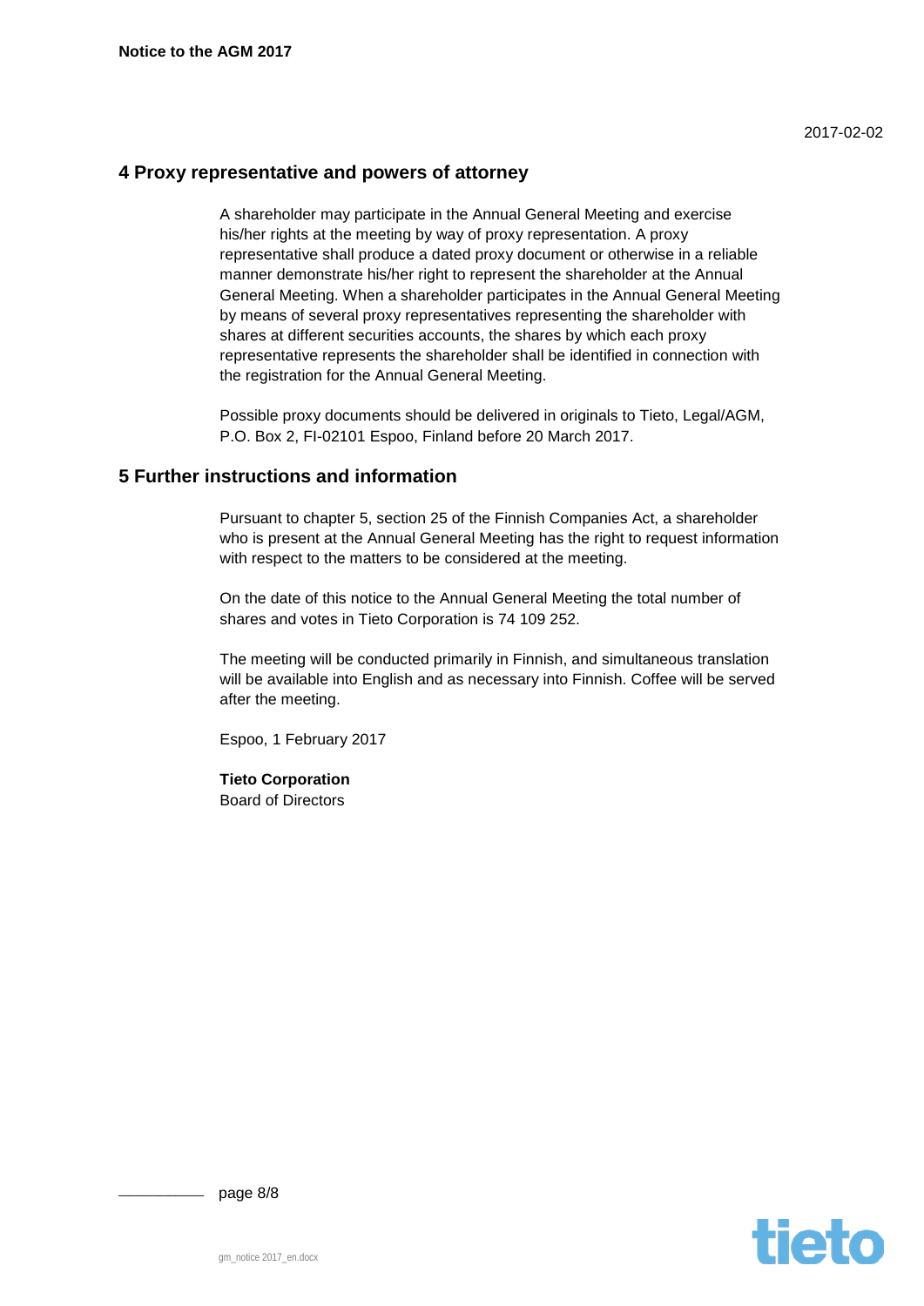## 4 Proxy representative and powers of attorney

A shareholder may participate in the Annual General Meeting and exercise his/her rights at the meeting by way of proxy representation. A proxy representative shall produce a dated proxy document or otherwise in a reliable manner demonstrate his/her right to represent the shareholder at the Annual General Meeting. When a shareholder participates in the Annual General Meeting by means of several proxy representatives representing the shareholder with shares at different securities accounts, the shares by which each proxy representative represents the shareholder shall be identified in connection with the registration for the Annual General Meeting.

Possible proxy documents should be delivered in originals to Tieto, Legal/AGM, P.O. Box 2, FI-02101 Espoo, Finland before 20 March 2017.

## 5 Further instructions and information

Pursuant to chapter 5, section 25 of the Finnish Companies Act, a shareholder who is present at the Annual General Meeting has the right to request information with respect to the matters to be considered at the meeting.

On the date of this notice to the Annual General Meeting the total number of shares and votes in Tieto Corporation is 74 109 252.

The meeting will be conducted primarily in Finnish, and simultaneous translation will be available into English and as necessary into Finnish. Coffee will be served after the meeting.

Espoo, 1 February 2017

**Tieto Corporation**
Board of Directors